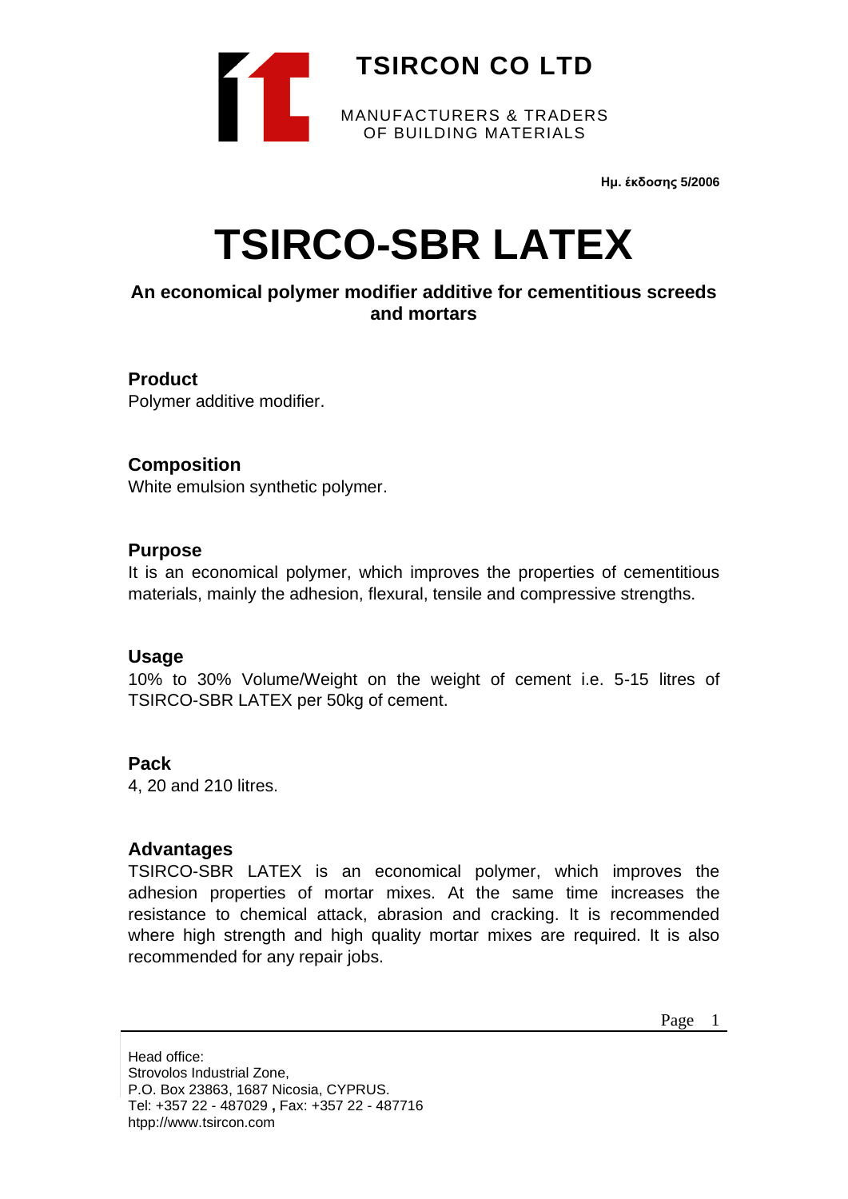# TSIRCON CO LTD

MANUFACTURERS & TRADERS
OF BUILDING MATERIALS

**Ημ. έκδοσης 5/2006**

# TSIRCO-SBR LATEX

**An economical polymer modifier additive for cementitious screeds and mortars**

## Product

Polymer additive modifier.

## Composition

White emulsion synthetic polymer.

## Purpose

It is an economical polymer, which improves the properties of cementitious materials, mainly the adhesion, flexural, tensile and compressive strengths.

## Usage

10% to 30% Volume/Weight on the weight of cement i.e. 5-15 litres of TSIRCO-SBR LATEX per 50kg of cement.

## Pack

4, 20 and 210 litres.

## Advantages

TSIRCO-SBR LATEX is an economical polymer, which improves the adhesion properties of mortar mixes. At the same time increases the resistance to chemical attack, abrasion and cracking. It is recommended where high strength and high quality mortar mixes are required. It is also recommended for any repair jobs.

Head office:
Strovolos Industrial Zone,
P.O. Box 23863, 1687 Nicosia, CYPRUS.
Tel: +357 22 - 487029 **,** Fax: +357 22 - 487716
htpp://www.tsircon.com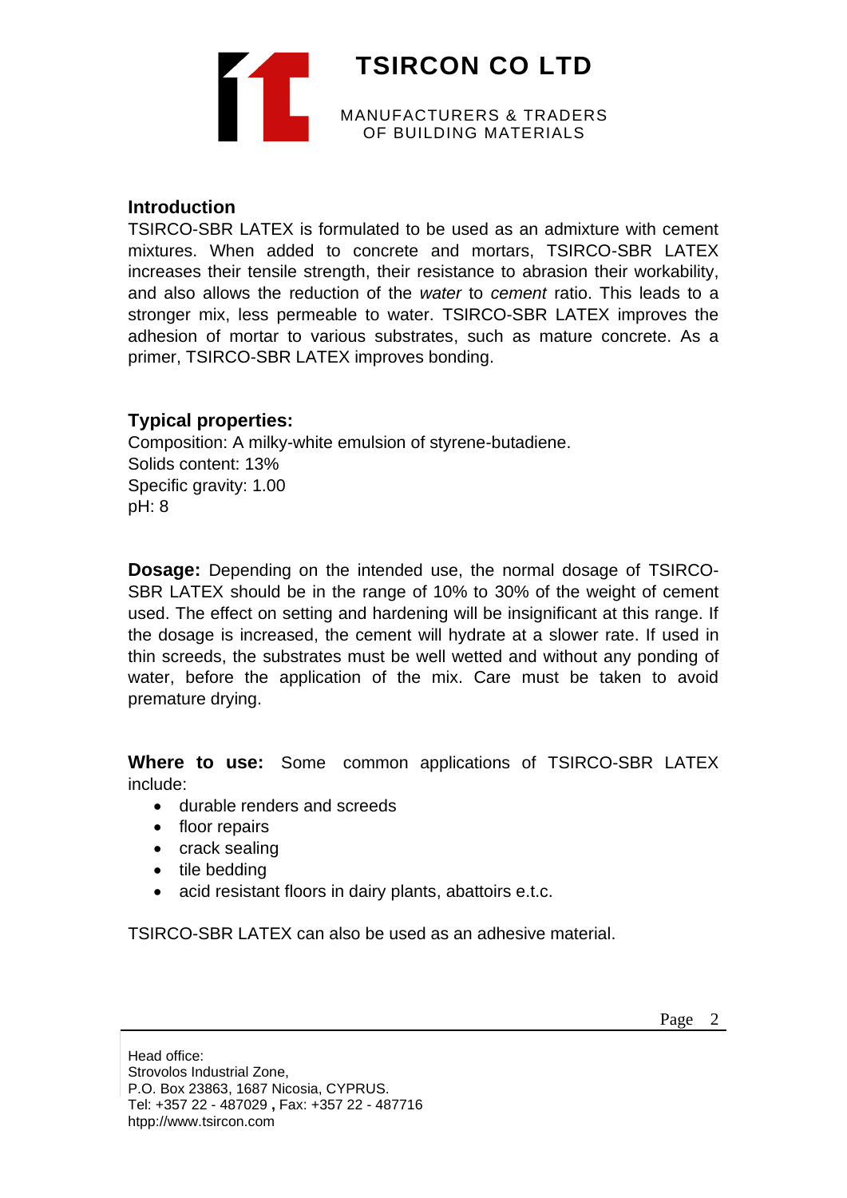## Introduction

TSIRCO-SBR LATEX is formulated to be used as an admixture with cement mixtures. When added to concrete and mortars, TSIRCO-SBR LATEX increases their tensile strength, their resistance to abrasion their workability, and also allows the reduction of the *water* to *cement* ratio. This leads to a stronger mix, less permeable to water. TSIRCO-SBR LATEX improves the adhesion of mortar to various substrates, such as mature concrete. As a primer, TSIRCO-SBR LATEX improves bonding.

## Typical properties:

Composition: A milky-white emulsion of styrene-butadiene.
Solids content: 13%
Specific gravity: 1.00
pH: 8

**Dosage:** Depending on the intended use, the normal dosage of TSIRCO-SBR LATEX should be in the range of 10% to 30% of the weight of cement used. The effect on setting and hardening will be insignificant at this range. If the dosage is increased, the cement will hydrate at a slower rate. If used in thin screeds, the substrates must be well wetted and without any ponding of water, before the application of the mix. Care must be taken to avoid premature drying.

**Where to use:** Some common applications of TSIRCO-SBR LATEX include:

- durable renders and screeds
- floor repairs
- crack sealing
- tile bedding
- acid resistant floors in dairy plants, abattoirs e.t.c.

TSIRCO-SBR LATEX can also be used as an adhesive material.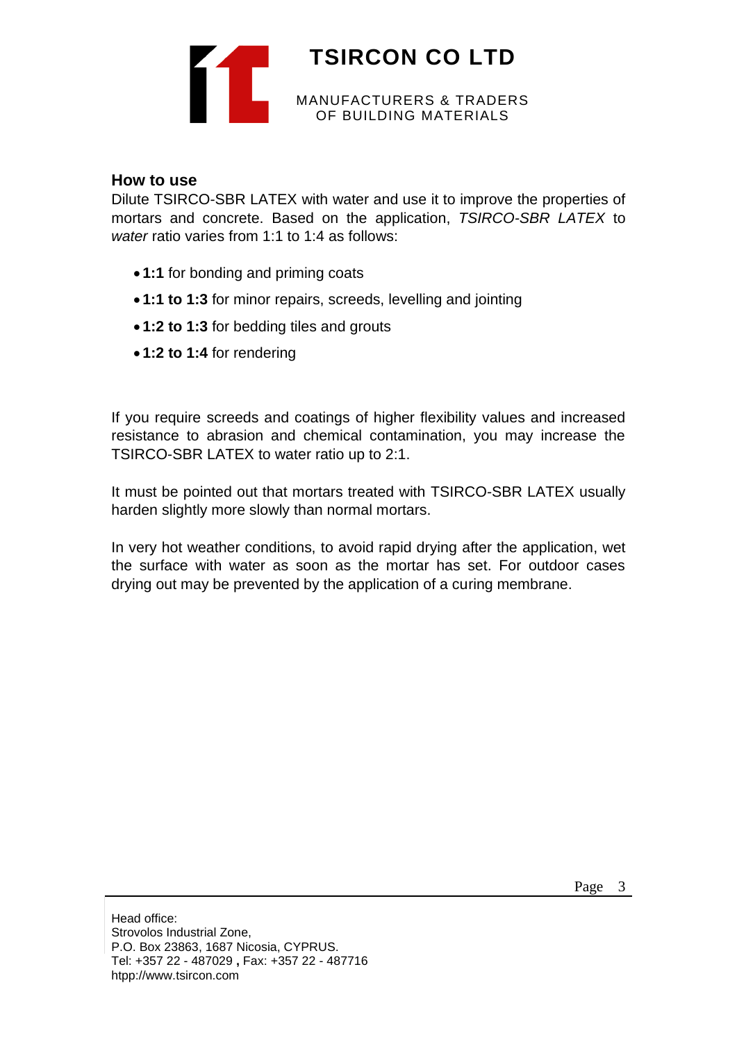# TSIRCON CO LTD

MANUFACTURERS & TRADERS
OF BUILDING MATERIALS

## How to use

Dilute TSIRCO-SBR LATEX with water and use it to improve the properties of mortars and concrete. Based on the application, *TSIRCO-SBR LATEX* to *water* ratio varies from 1:1 to 1:4 as follows:

- **1:1** for bonding and priming coats
- **1:1 to 1:3** for minor repairs, screeds, levelling and jointing
- **1:2 to 1:3** for bedding tiles and grouts
- **1:2 to 1:4** for rendering

If you require screeds and coatings of higher flexibility values and increased resistance to abrasion and chemical contamination, you may increase the TSIRCO-SBR LATEX to water ratio up to 2:1.

It must be pointed out that mortars treated with TSIRCO-SBR LATEX usually harden slightly more slowly than normal mortars.

In very hot weather conditions, to avoid rapid drying after the application, wet the surface with water as soon as the mortar has set. For outdoor cases drying out may be prevented by the application of a curing membrane.

Head office:
Strovolos Industrial Zone,
P.O. Box 23863, 1687 Nicosia, CYPRUS.
Tel: +357 22 - 487029 **,** Fax: +357 22 - 487716
htpp://www.tsircon.com